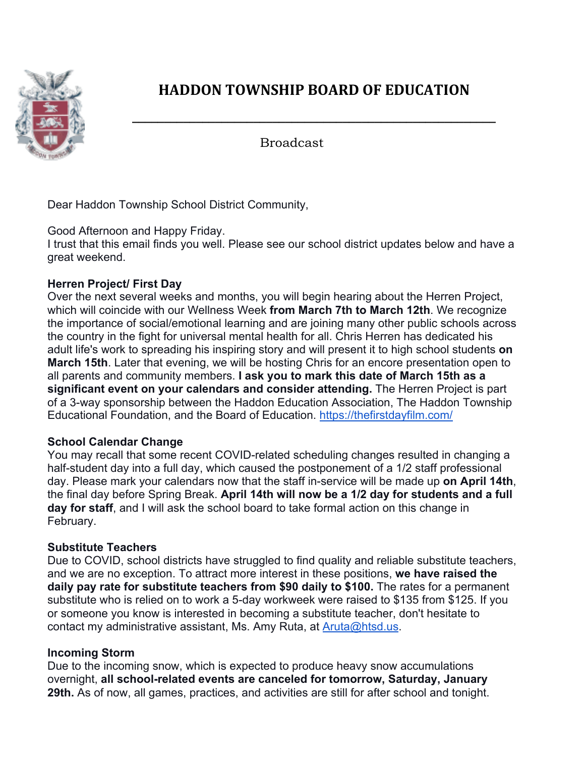# HADDON TOWNSHIP BOARD OF EDUCATION

Broadcast

Dear Haddon Township School District Community,

Good Afternoon and Happy Friday.
I trust that this email finds you well. Please see our school district updates below and have a great weekend.

**Herren Project/ First Day**
Over the next several weeks and months, you will begin hearing about the Herren Project, which will coincide with our Wellness Week **from March 7th to March 12th**. We recognize the importance of social/emotional learning and are joining many other public schools across the country in the fight for universal mental health for all. Chris Herren has dedicated his adult life's work to spreading his inspiring story and will present it to high school students **on March 15th**. Later that evening, we will be hosting Chris for an encore presentation open to all parents and community members. **I ask you to mark this date of March 15th as a significant event on your calendars and consider attending.** The Herren Project is part of a 3-way sponsorship between the Haddon Education Association, The Haddon Township Educational Foundation, and the Board of Education. https://thefirstdayfilm.com/

**School Calendar Change**
You may recall that some recent COVID-related scheduling changes resulted in changing a half-student day into a full day, which caused the postponement of a 1/2 staff professional day. Please mark your calendars now that the staff in-service will be made up **on April 14th**, the final day before Spring Break. **April 14th will now be a 1/2 day for students and a full day for staff**, and I will ask the school board to take formal action on this change in February.

**Substitute Teachers**
Due to COVID, school districts have struggled to find quality and reliable substitute teachers, and we are no exception. To attract more interest in these positions, **we have raised the daily pay rate for substitute teachers from $90 daily to $100.** The rates for a permanent substitute who is relied on to work a 5-day workweek were raised to $135 from $125. If you or someone you know is interested in becoming a substitute teacher, don't hesitate to contact my administrative assistant, Ms. Amy Ruta, at Aruta@htsd.us.

**Incoming Storm**
Due to the incoming snow, which is expected to produce heavy snow accumulations overnight, **all school-related events are canceled for tomorrow, Saturday, January 29th.** As of now, all games, practices, and activities are still for after school and tonight.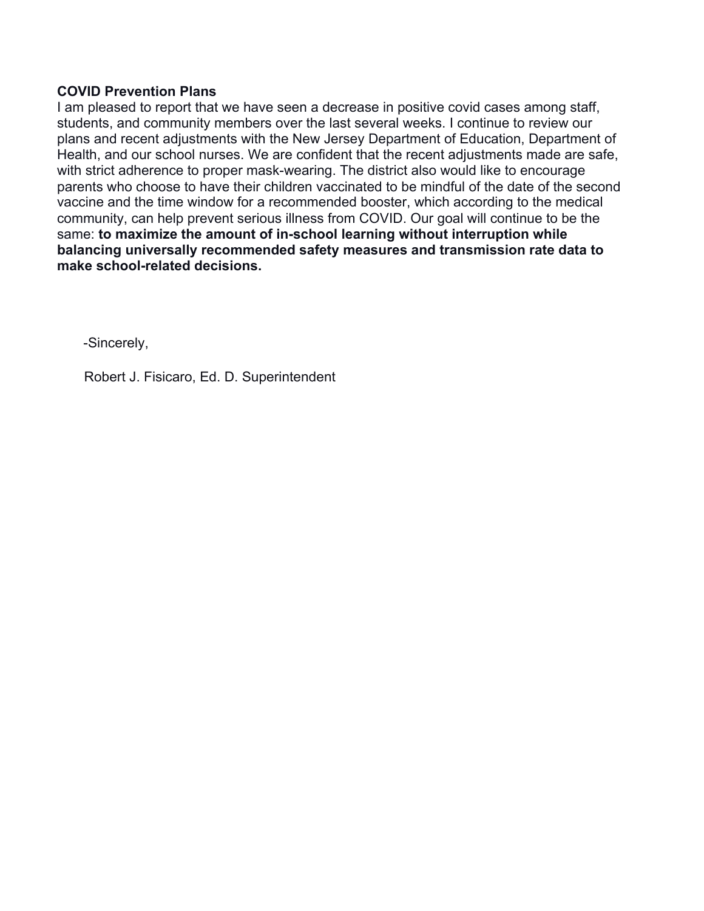**COVID Prevention Plans**

I am pleased to report that we have seen a decrease in positive covid cases among staff, students, and community members over the last several weeks. I continue to review our plans and recent adjustments with the New Jersey Department of Education, Department of Health, and our school nurses. We are confident that the recent adjustments made are safe, with strict adherence to proper mask-wearing. The district also would like to encourage parents who choose to have their children vaccinated to be mindful of the date of the second vaccine and the time window for a recommended booster, which according to the medical community, can help prevent serious illness from COVID. Our goal will continue to be the same: **to maximize the amount of in-school learning without interruption while balancing universally recommended safety measures and transmission rate data to make school-related decisions.**

-Sincerely,

Robert J. Fisicaro, Ed. D. Superintendent